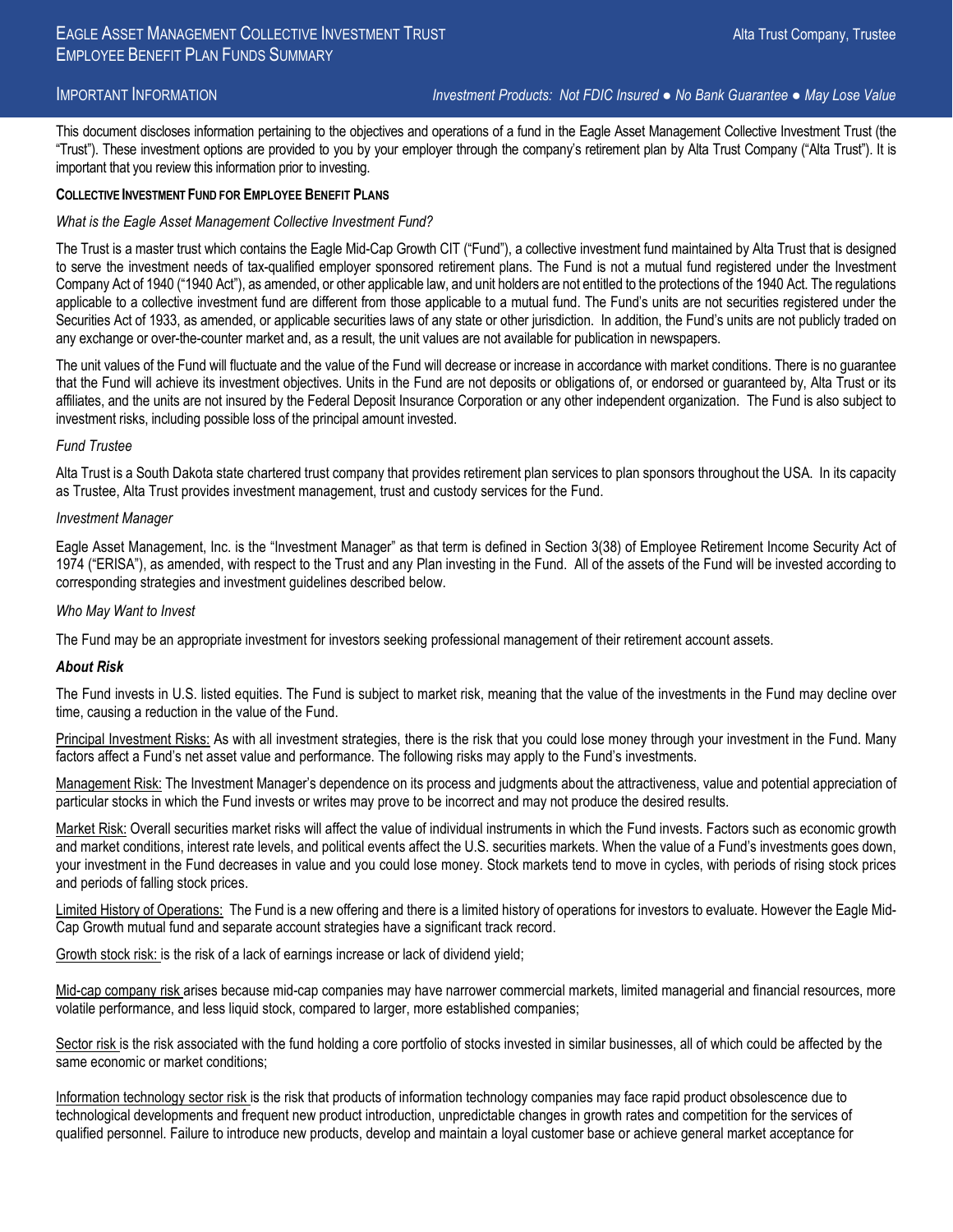# Eagle Asset Management Collective Investment Trust
## Employee Benefit Plan Funds Summary

Alta Trust Company, Trustee

IMPORTANT INFORMATION

*Investment Products: Not FDIC Insured ● No Bank Guarantee ● May Lose Value*

This document discloses information pertaining to the objectives and operations of a fund in the Eagle Asset Management Collective Investment Trust (the "Trust"). These investment options are provided to you by your employer through the company's retirement plan by Alta Trust Company ("Alta Trust"). It is important that you review this information prior to investing.

**COLLECTIVE INVESTMENT FUND FOR EMPLOYEE BENEFIT PLANS**

*What is the Eagle Asset Management Collective Investment Fund?*

The Trust is a master trust which contains the Eagle Mid-Cap Growth CIT ("Fund"), a collective investment fund maintained by Alta Trust that is designed to serve the investment needs of tax-qualified employer sponsored retirement plans. The Fund is not a mutual fund registered under the Investment Company Act of 1940 ("1940 Act"), as amended, or other applicable law, and unit holders are not entitled to the protections of the 1940 Act. The regulations applicable to a collective investment fund are different from those applicable to a mutual fund. The Fund's units are not securities registered under the Securities Act of 1933, as amended, or applicable securities laws of any state or other jurisdiction. In addition, the Fund's units are not publicly traded on any exchange or over-the-counter market and, as a result, the unit values are not available for publication in newspapers.

The unit values of the Fund will fluctuate and the value of the Fund will decrease or increase in accordance with market conditions. There is no guarantee that the Fund will achieve its investment objectives. Units in the Fund are not deposits or obligations of, or endorsed or guaranteed by, Alta Trust or its affiliates, and the units are not insured by the Federal Deposit Insurance Corporation or any other independent organization. The Fund is also subject to investment risks, including possible loss of the principal amount invested.

*Fund Trustee*

Alta Trust is a South Dakota state chartered trust company that provides retirement plan services to plan sponsors throughout the USA. In its capacity as Trustee, Alta Trust provides investment management, trust and custody services for the Fund.

*Investment Manager*

Eagle Asset Management, Inc. is the "Investment Manager" as that term is defined in Section 3(38) of Employee Retirement Income Security Act of 1974 ("ERISA"), as amended, with respect to the Trust and any Plan investing in the Fund. All of the assets of the Fund will be invested according to corresponding strategies and investment guidelines described below.

*Who May Want to Invest*

The Fund may be an appropriate investment for investors seeking professional management of their retirement account assets.

***About Risk***

The Fund invests in U.S. listed equities. The Fund is subject to market risk, meaning that the value of the investments in the Fund may decline over time, causing a reduction in the value of the Fund.

Principal Investment Risks: As with all investment strategies, there is the risk that you could lose money through your investment in the Fund. Many factors affect a Fund's net asset value and performance. The following risks may apply to the Fund's investments.

Management Risk: The Investment Manager's dependence on its process and judgments about the attractiveness, value and potential appreciation of particular stocks in which the Fund invests or writes may prove to be incorrect and may not produce the desired results.

Market Risk: Overall securities market risks will affect the value of individual instruments in which the Fund invests. Factors such as economic growth and market conditions, interest rate levels, and political events affect the U.S. securities markets. When the value of a Fund's investments goes down, your investment in the Fund decreases in value and you could lose money. Stock markets tend to move in cycles, with periods of rising stock prices and periods of falling stock prices.

Limited History of Operations: The Fund is a new offering and there is a limited history of operations for investors to evaluate. However the Eagle Mid-Cap Growth mutual fund and separate account strategies have a significant track record.

Growth stock risk: is the risk of a lack of earnings increase or lack of dividend yield;

Mid-cap company risk arises because mid-cap companies may have narrower commercial markets, limited managerial and financial resources, more volatile performance, and less liquid stock, compared to larger, more established companies;

Sector risk is the risk associated with the fund holding a core portfolio of stocks invested in similar businesses, all of which could be affected by the same economic or market conditions;

Information technology sector risk is the risk that products of information technology companies may face rapid product obsolescence due to technological developments and frequent new product introduction, unpredictable changes in growth rates and competition for the services of qualified personnel. Failure to introduce new products, develop and maintain a loyal customer base or achieve general market acceptance for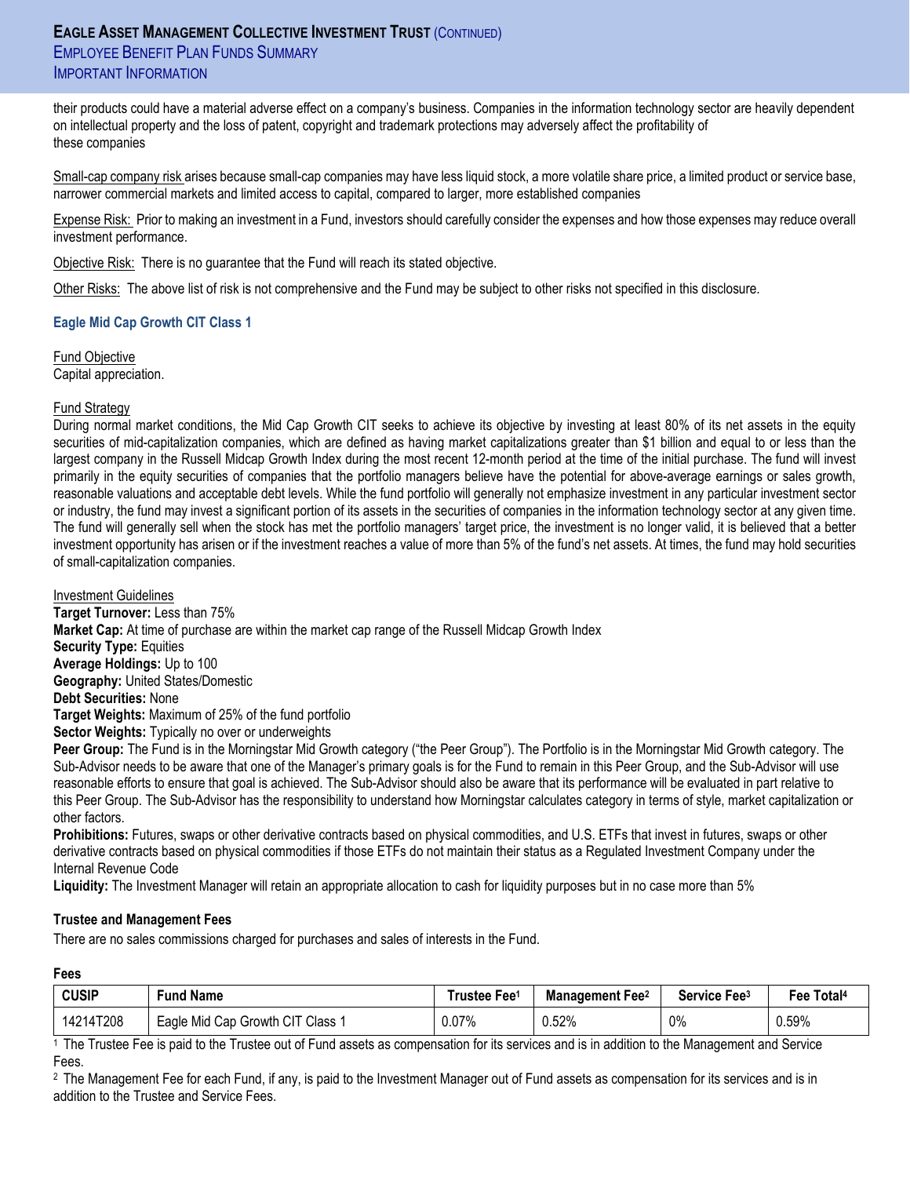their products could have a material adverse effect on a company's business. Companies in the information technology sector are heavily dependent on intellectual property and the loss of patent, copyright and trademark protections may adversely affect the profitability of these companies

Small-cap company risk arises because small-cap companies may have less liquid stock, a more volatile share price, a limited product or service base, narrower commercial markets and limited access to capital, compared to larger, more established companies

Expense Risk: Prior to making an investment in a Fund, investors should carefully consider the expenses and how those expenses may reduce overall investment performance.

Objective Risk: There is no guarantee that the Fund will reach its stated objective.

Other Risks: The above list of risk is not comprehensive and the Fund may be subject to other risks not specified in this disclosure.

### Eagle Mid Cap Growth CIT Class 1

Fund Objective
Capital appreciation.

Fund Strategy
During normal market conditions, the Mid Cap Growth CIT seeks to achieve its objective by investing at least 80% of its net assets in the equity securities of mid-capitalization companies, which are defined as having market capitalizations greater than $1 billion and equal to or less than the largest company in the Russell Midcap Growth Index during the most recent 12-month period at the time of the initial purchase. The fund will invest primarily in the equity securities of companies that the portfolio managers believe have the potential for above-average earnings or sales growth, reasonable valuations and acceptable debt levels. While the fund portfolio will generally not emphasize investment in any particular investment sector or industry, the fund may invest a significant portion of its assets in the securities of companies in the information technology sector at any given time. The fund will generally sell when the stock has met the portfolio managers' target price, the investment is no longer valid, it is believed that a better investment opportunity has arisen or if the investment reaches a value of more than 5% of the fund's net assets. At times, the fund may hold securities of small-capitalization companies.

Investment Guidelines
**Target Turnover:** Less than 75%
**Market Cap:** At time of purchase are within the market cap range of the Russell Midcap Growth Index
**Security Type:** Equities
**Average Holdings:** Up to 100
**Geography:** United States/Domestic
**Debt Securities:** None
**Target Weights:** Maximum of 25% of the fund portfolio
**Sector Weights:** Typically no over or underweights
**Peer Group:** The Fund is in the Morningstar Mid Growth category ("the Peer Group"). The Portfolio is in the Morningstar Mid Growth category. The Sub-Advisor needs to be aware that one of the Manager's primary goals is for the Fund to remain in this Peer Group, and the Sub-Advisor will use reasonable efforts to ensure that goal is achieved. The Sub-Advisor should also be aware that its performance will be evaluated in part relative to this Peer Group. The Sub-Advisor has the responsibility to understand how Morningstar calculates category in terms of style, market capitalization or other factors.
**Prohibitions:** Futures, swaps or other derivative contracts based on physical commodities, and U.S. ETFs that invest in futures, swaps or other derivative contracts based on physical commodities if those ETFs do not maintain their status as a Regulated Investment Company under the Internal Revenue Code
**Liquidity:** The Investment Manager will retain an appropriate allocation to cash for liquidity purposes but in no case more than 5%

**Trustee and Management Fees**

There are no sales commissions charged for purchases and sales of interests in the Fund.

**Fees**

| CUSIP | Fund Name | Trustee Fee[1] | Management Fee[2] | Service Fee[3] | Fee Total[4] |
|---|---|---|---|---|---|
| 14214T208 | Eagle Mid Cap Growth CIT Class 1 | 0.07% | 0.52% | 0% | 0.59% |

[1] The Trustee Fee is paid to the Trustee out of Fund assets as compensation for its services and is in addition to the Management and Service Fees.

[2] The Management Fee for each Fund, if any, is paid to the Investment Manager out of Fund assets as compensation for its services and is in addition to the Trustee and Service Fees.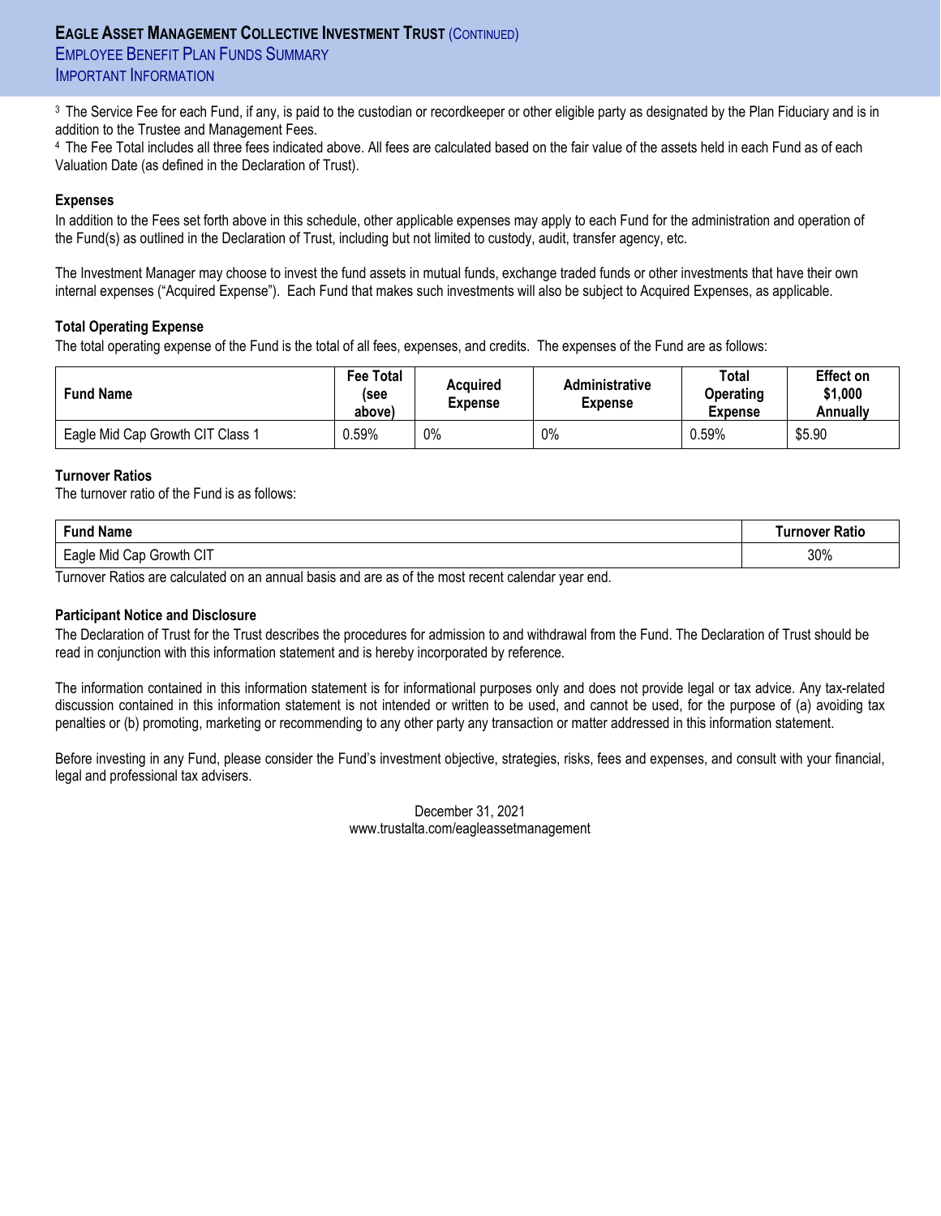[3] The Service Fee for each Fund, if any, is paid to the custodian or recordkeeper or other eligible party as designated by the Plan Fiduciary and is in addition to the Trustee and Management Fees.

[4] The Fee Total includes all three fees indicated above. All fees are calculated based on the fair value of the assets held in each Fund as of each Valuation Date (as defined in the Declaration of Trust).

### Expenses

In addition to the Fees set forth above in this schedule, other applicable expenses may apply to each Fund for the administration and operation of the Fund(s) as outlined in the Declaration of Trust, including but not limited to custody, audit, transfer agency, etc.

The Investment Manager may choose to invest the fund assets in mutual funds, exchange traded funds or other investments that have their own internal expenses ("Acquired Expense"). Each Fund that makes such investments will also be subject to Acquired Expenses, as applicable.

### Total Operating Expense

The total operating expense of the Fund is the total of all fees, expenses, and credits. The expenses of the Fund are as follows:

| Fund Name | Fee Total (see above) | Acquired Expense | Administrative Expense | Total Operating Expense | Effect on $1,000 Annually |
|---|---|---|---|---|---|
| Eagle Mid Cap Growth CIT Class 1 | 0.59% | 0% | 0% | 0.59% | $5.90 |

### Turnover Ratios

The turnover ratio of the Fund is as follows:

| Fund Name | Turnover Ratio |
|---|---|
| Eagle Mid Cap Growth CIT | 30% |

Turnover Ratios are calculated on an annual basis and are as of the most recent calendar year end.

### Participant Notice and Disclosure

The Declaration of Trust for the Trust describes the procedures for admission to and withdrawal from the Fund. The Declaration of Trust should be read in conjunction with this information statement and is hereby incorporated by reference.

The information contained in this information statement is for informational purposes only and does not provide legal or tax advice. Any tax-related discussion contained in this information statement is not intended or written to be used, and cannot be used, for the purpose of (a) avoiding tax penalties or (b) promoting, marketing or recommending to any other party any transaction or matter addressed in this information statement.

Before investing in any Fund, please consider the Fund's investment objective, strategies, risks, fees and expenses, and consult with your financial, legal and professional tax advisers.

December 31, 2021
www.trustalta.com/eagleassetmanagement